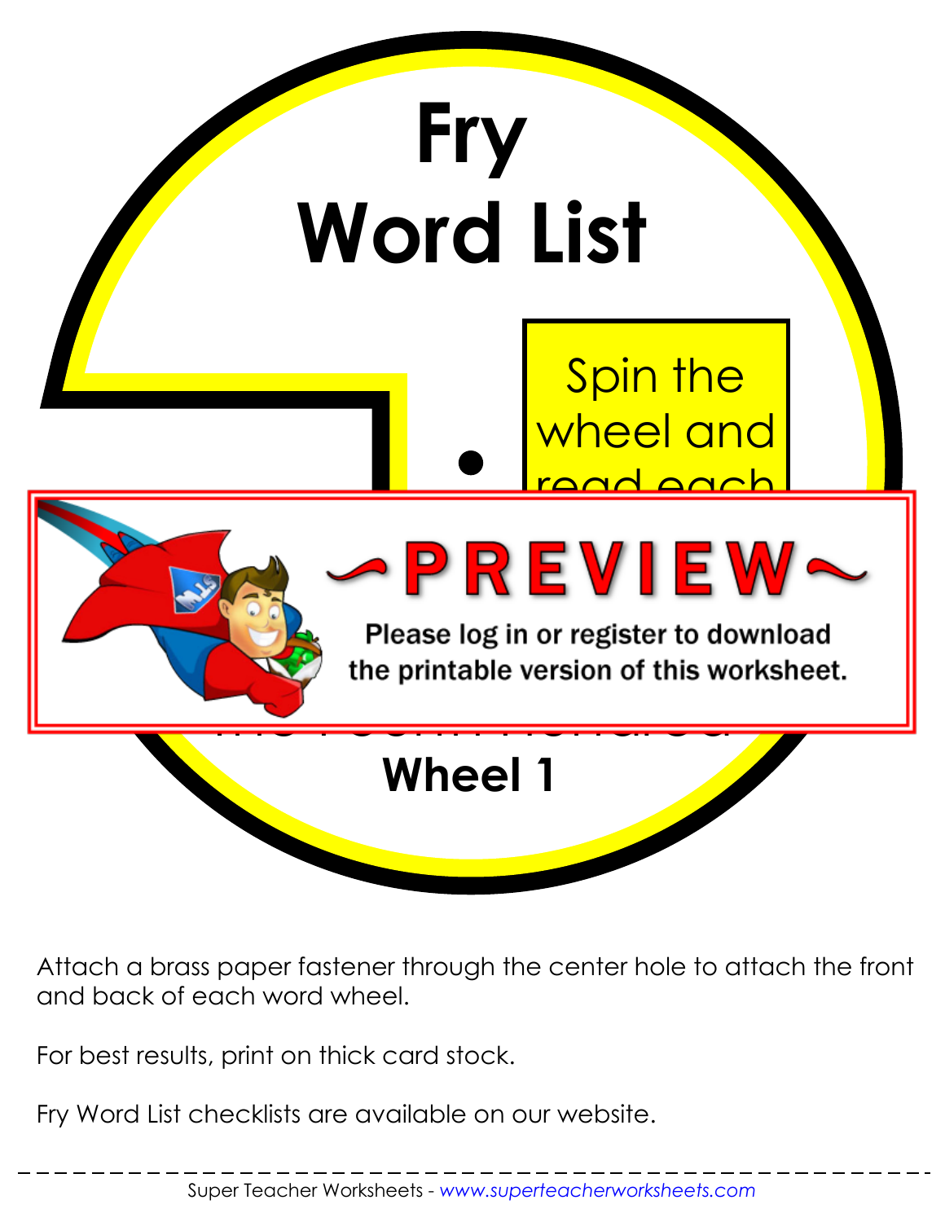# Fry Word List

Spin the wheel and read each

~PREVIEW~

Please log in or register to download the printable version of this worksheet.

**Wheel 1**

Attach a brass paper fastener through the center hole to attach the front and back of each word wheel.

For best results, print on thick card stock.

Fry Word List checklists are available on our website.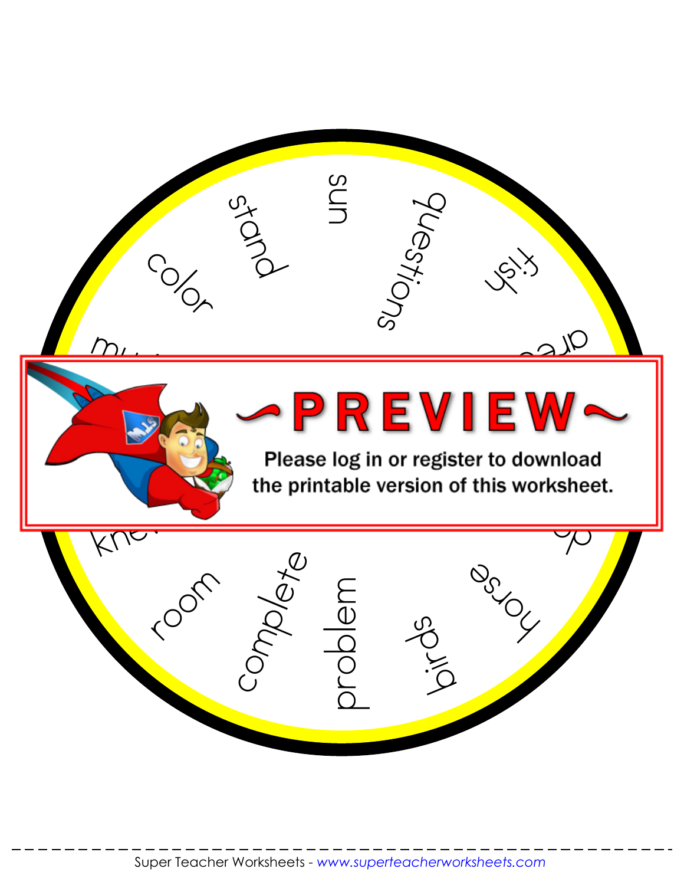sun

questions

fish

stand

color

room

complete

problem

birds

horse

~PREVIEW~

Please log in or register to download the printable version of this worksheet.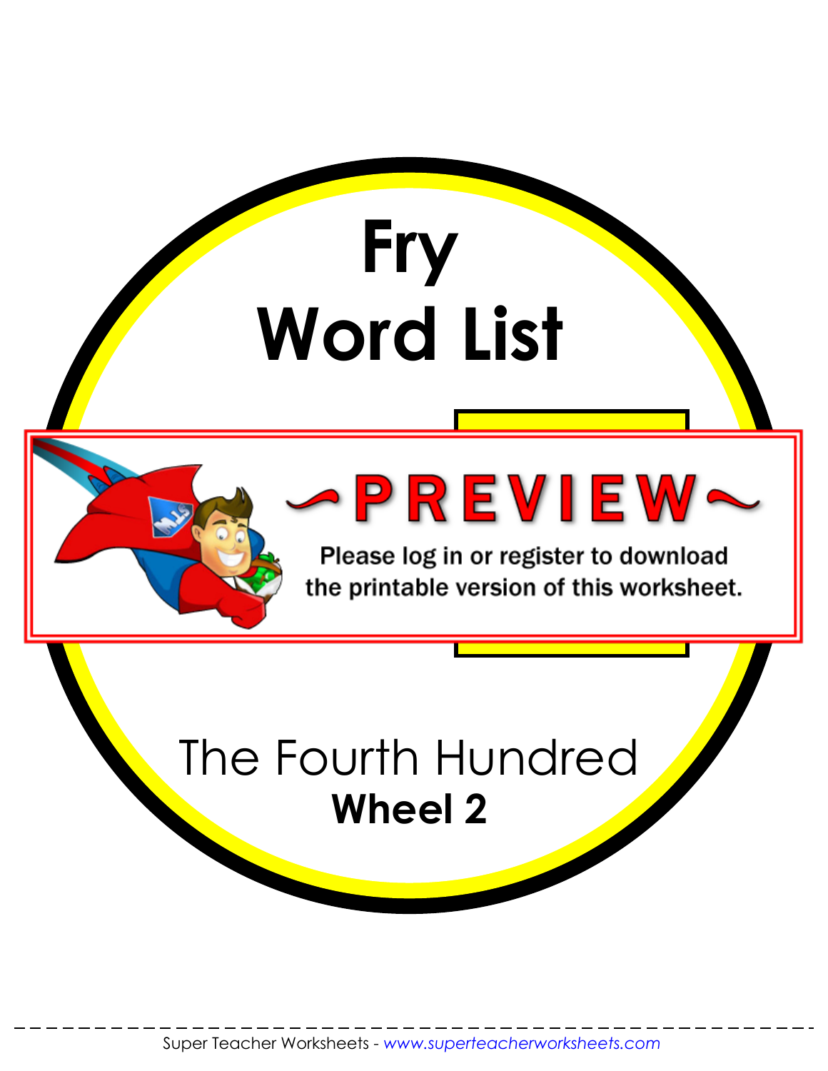# Fry Word List

The Fourth Hundred

**Wheel 2**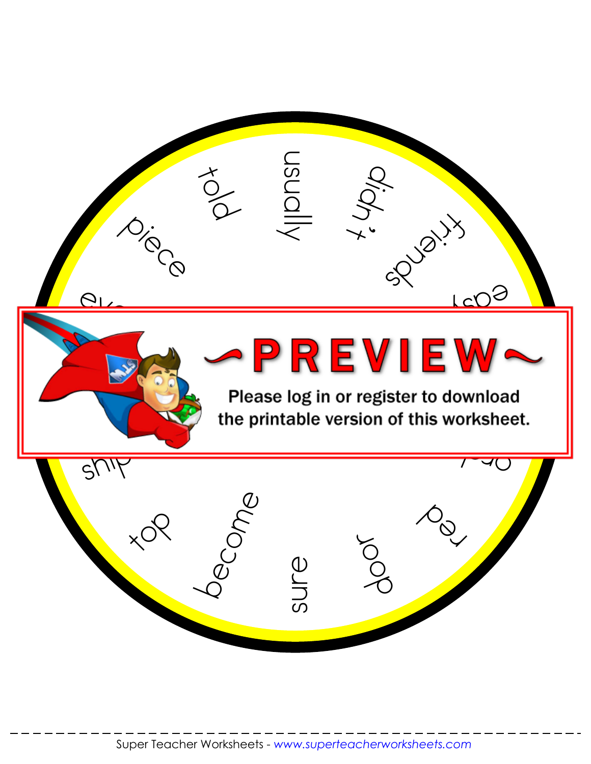usually

didn't

friends

easy

red

door

sure

become

top

ship

piece

told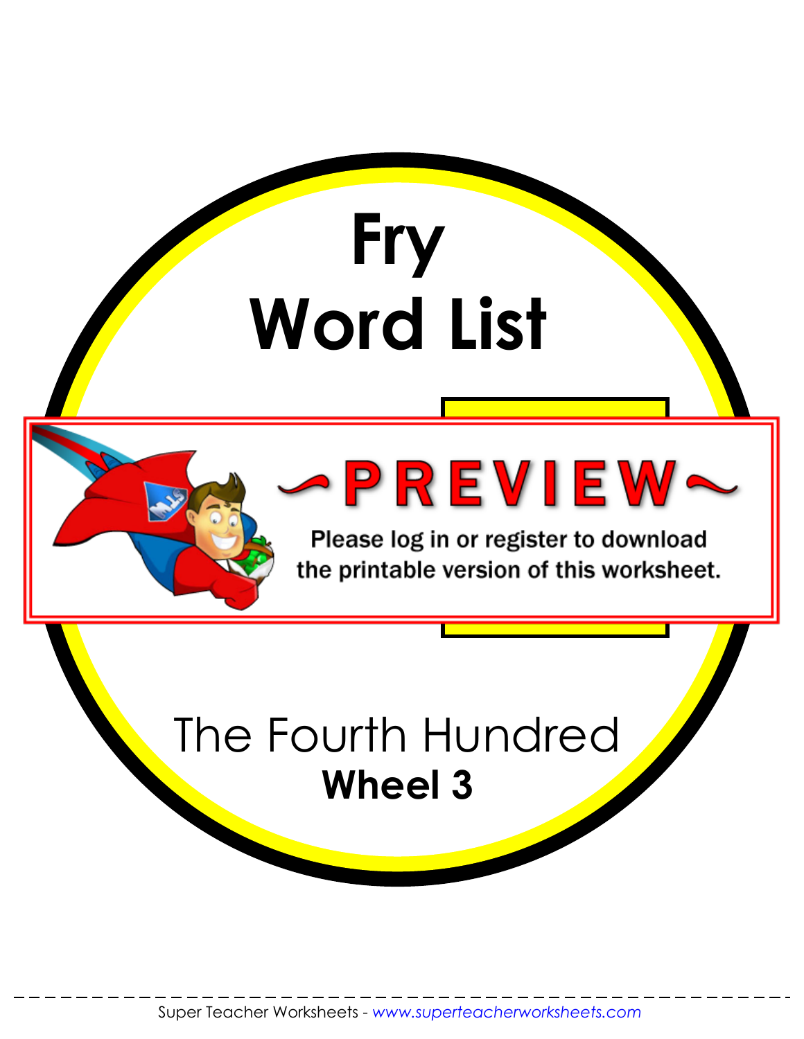# Fry
# Word List

The Fourth Hundred

**Wheel 3**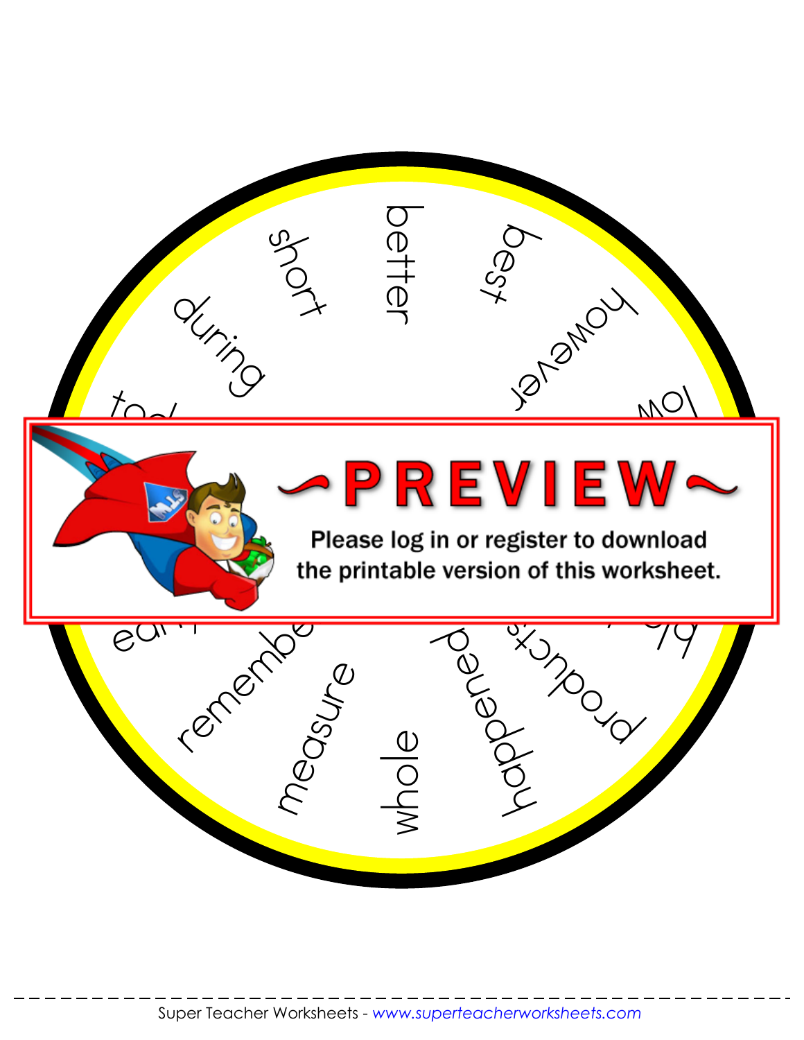better

best

however

low

products

happened

whole

measure

remembe

during

short

~PREVIEW~

Please log in or register to download the printable version of this worksheet.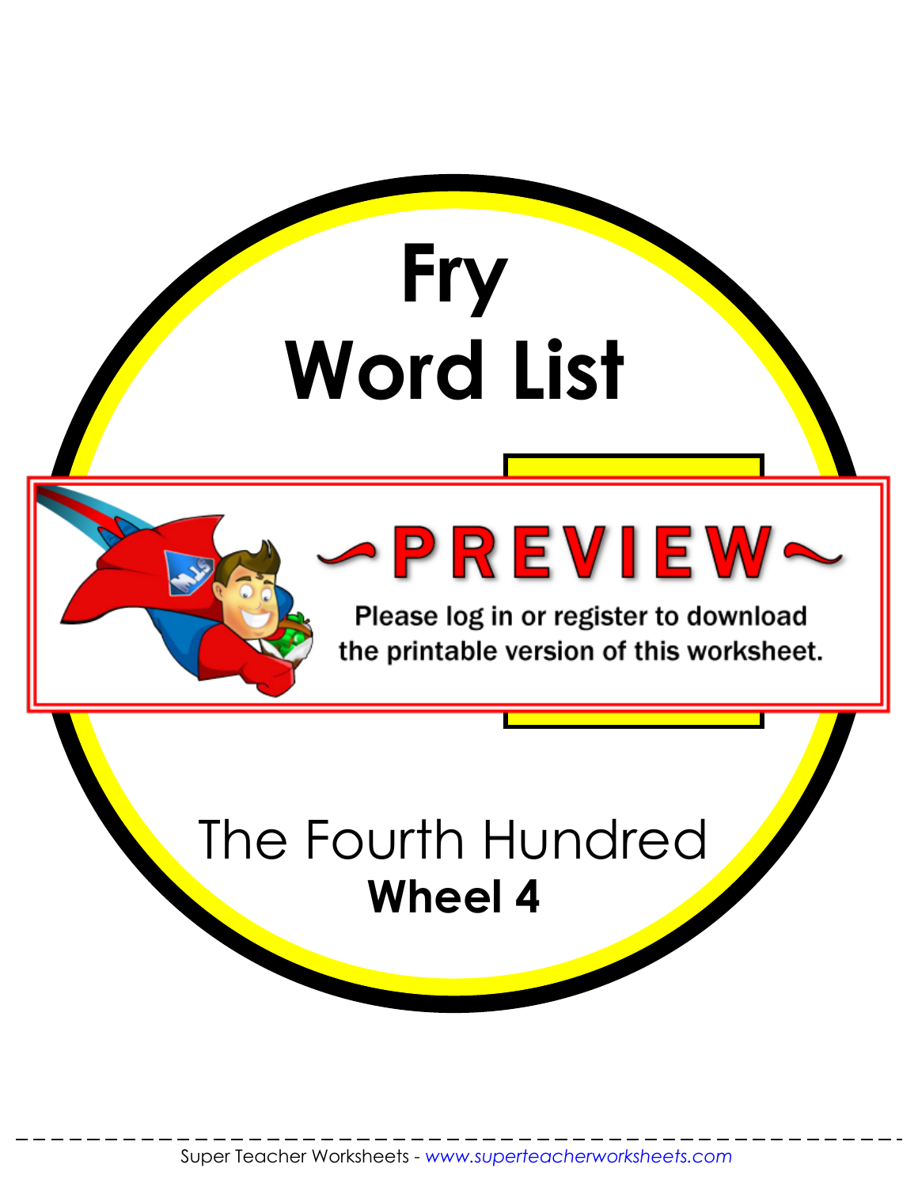# Fry Word List

~PREVIEW~

Please log in or register to download the printable version of this worksheet.

The Fourth Hundred

**Wheel 4**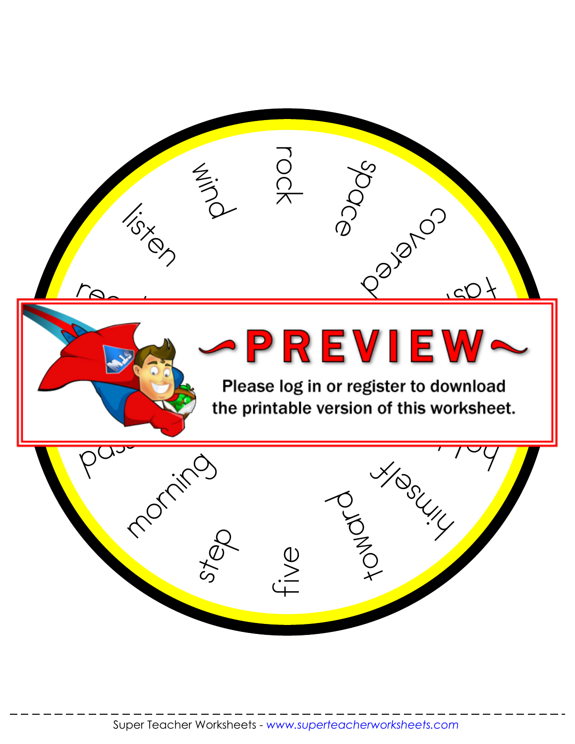rock

space

covered

fast

wind

listen

re...

PREVIEW

Please log in or register to download the printable version of this worksheet.

pas...

morning

step

five

toward

himself

b...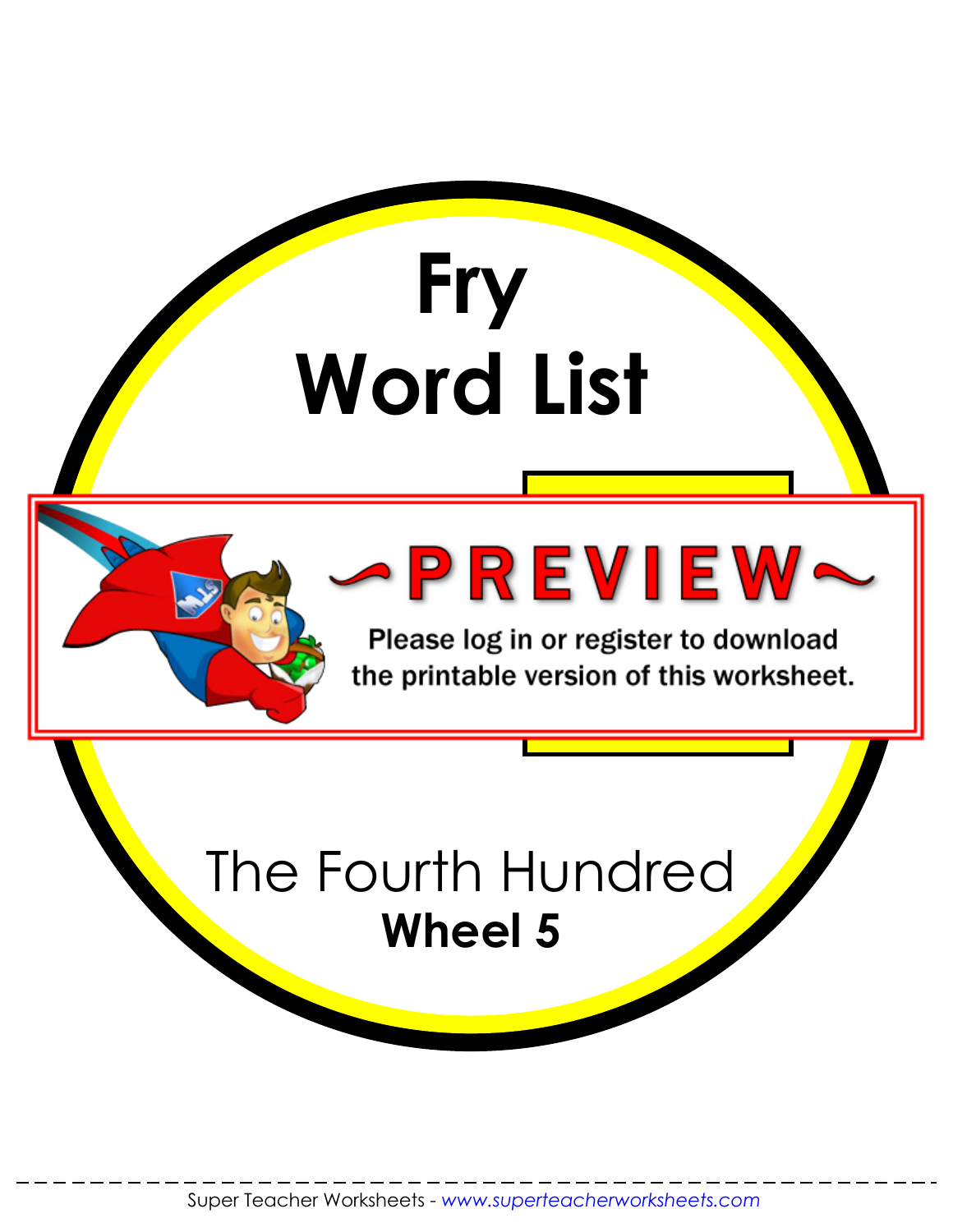# Fry Word List

~PREVIEW~

Please log in or register to download the printable version of this worksheet.

The Fourth Hundred

**Wheel 5**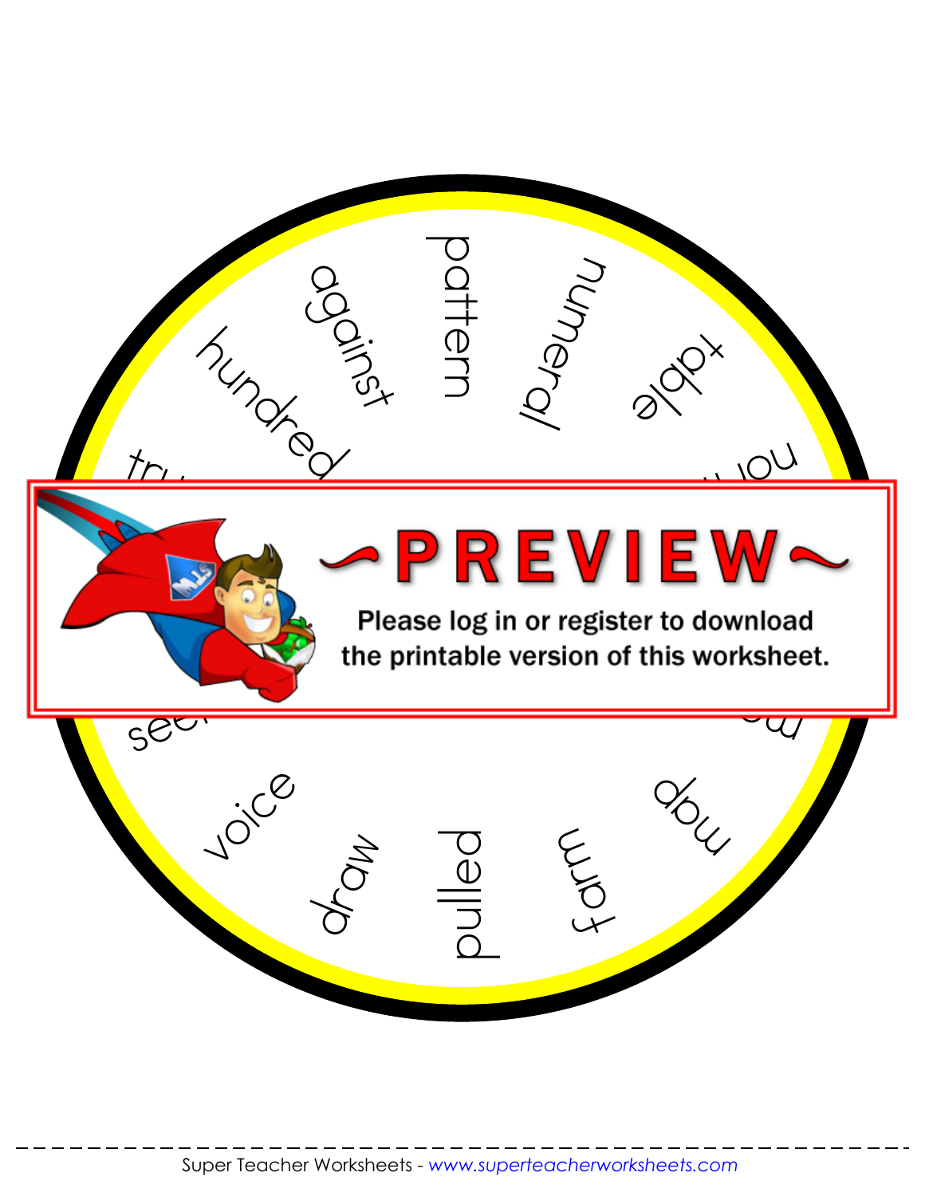pattern

numeral

table

against

hundred

voice

draw

pulled

farm

map

~PREVIEW~

Please log in or register to download the printable version of this worksheet.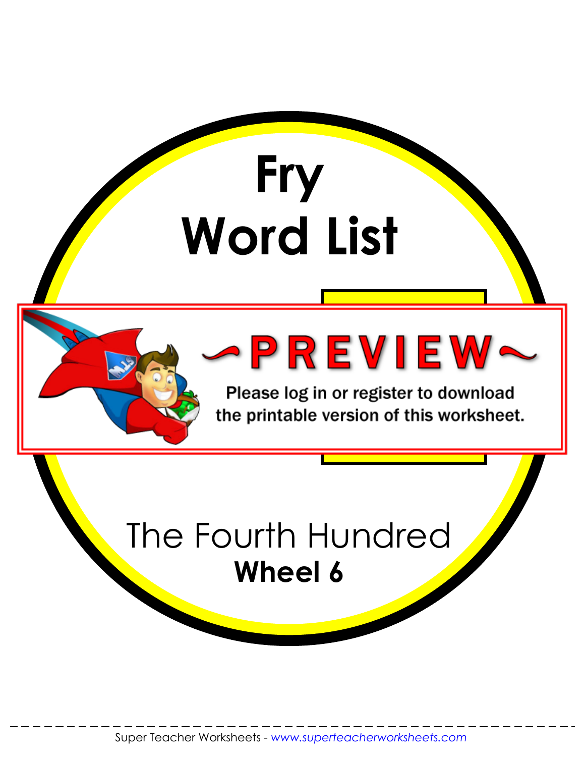# Fry Word List

The Fourth Hundred

**Wheel 6**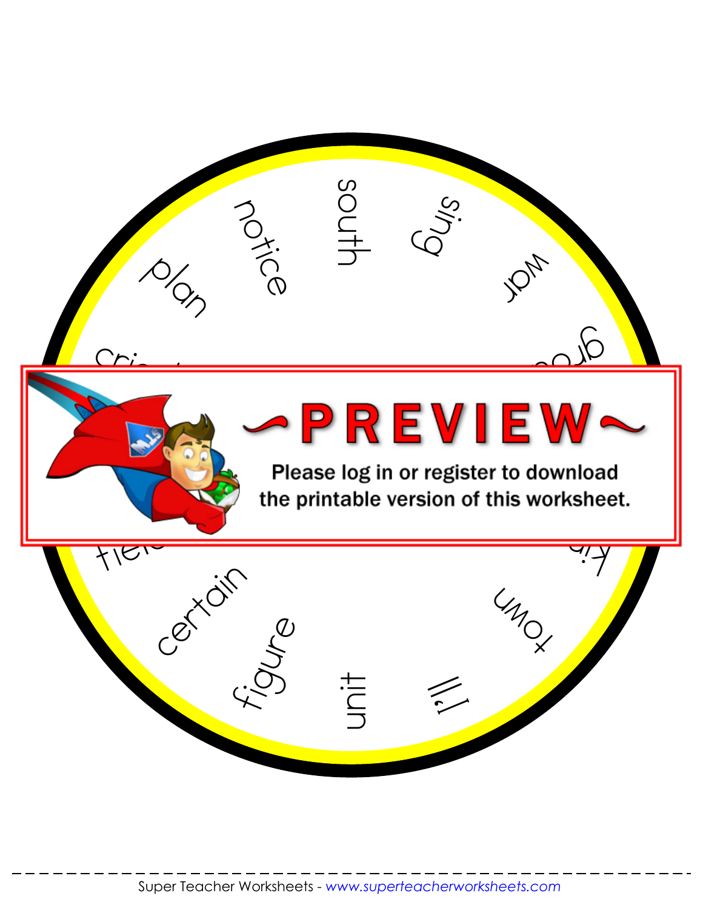notice

south

sing

plan

war

gr...

cri...

~PREVIEW~

Please log in or register to download the printable version of this worksheet.

fiel...

ki...

certain

town

figure

unit

I'll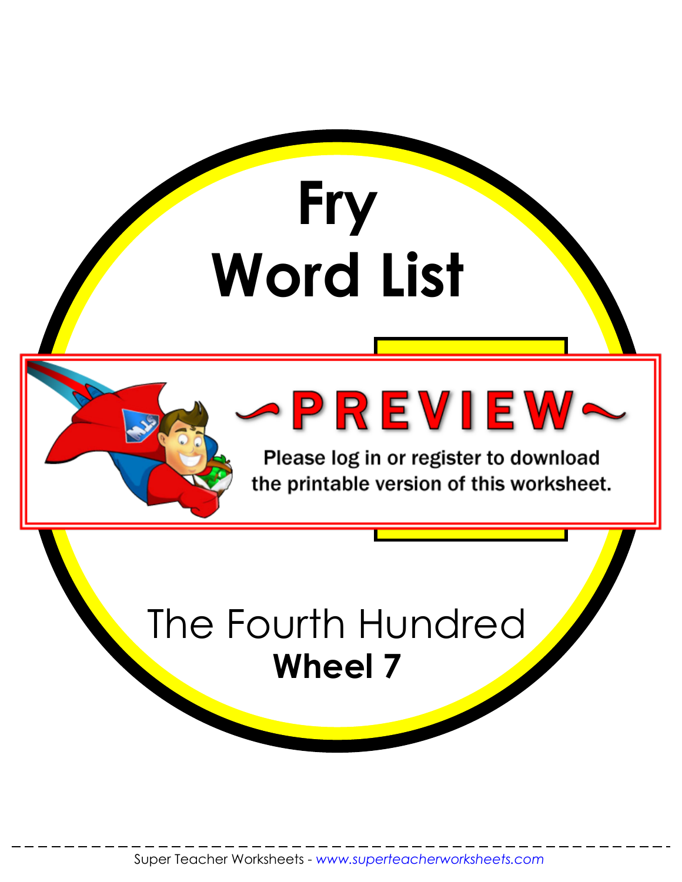# Fry
# Word List

The Fourth Hundred

**Wheel 7**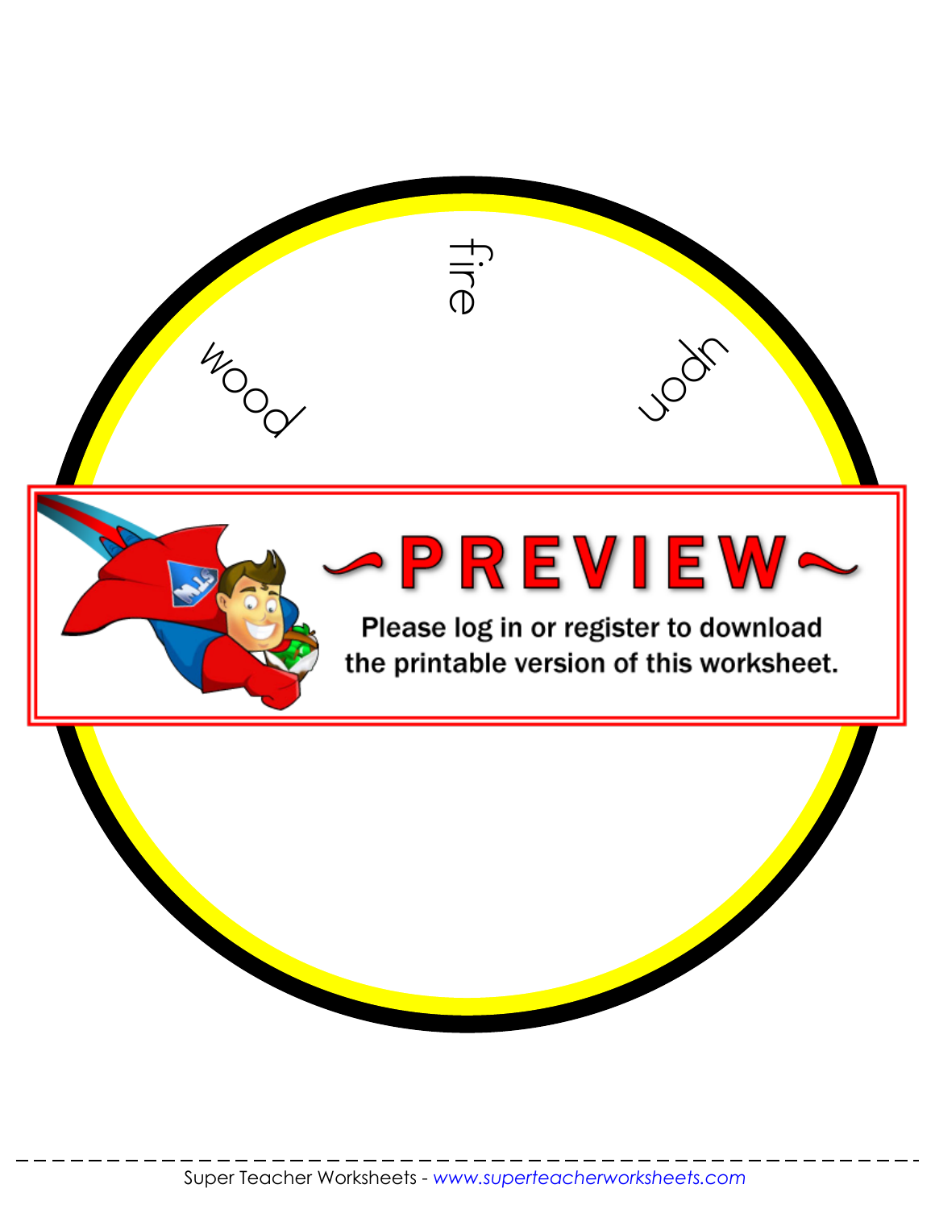wood

fire

upon

~PREVIEW~

Please log in or register to download the printable version of this worksheet.